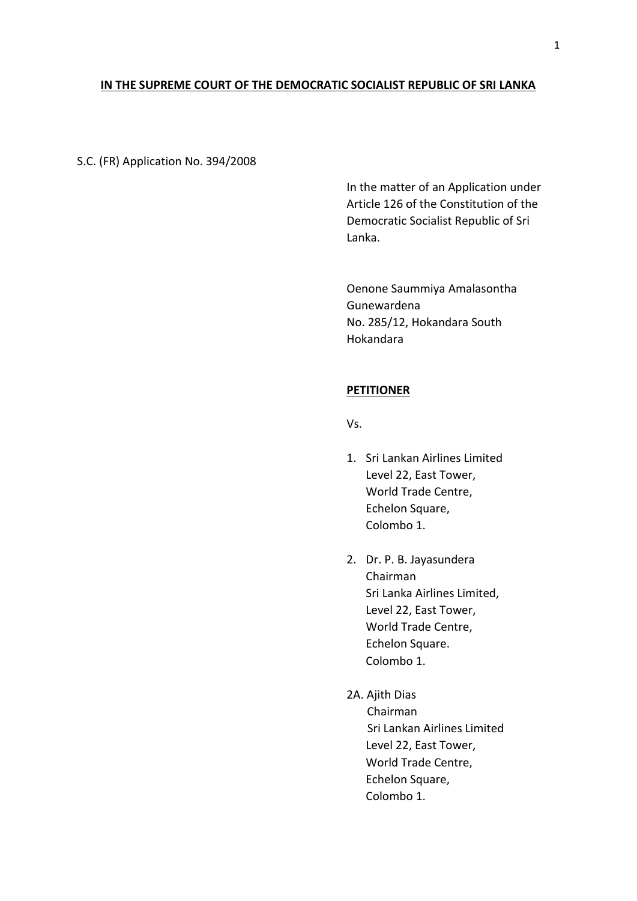**IN THE SUPREME COURT OF THE DEMOCRATIC SOCIALIST REPUBLIC OF SRI LANKA**

S.C. (FR) Application No. 394/2008

In the matter of an Application under Article 126 of the Constitution of the Democratic Socialist Republic of Sri Lanka.

Oenone Saummiya Amalasontha Gunewardena
No. 285/12, Hokandara South
Hokandara

**PETITIONER**

Vs.

1. Sri Lankan Airlines Limited
   Level 22, East Tower,
   World Trade Centre,
   Echelon Square,
   Colombo 1.

2. Dr. P. B. Jayasundera
   Chairman
   Sri Lanka Airlines Limited,
   Level 22, East Tower,
   World Trade Centre,
   Echelon Square.
   Colombo 1.

2A. Ajith Dias
   Chairman
   Sri Lankan Airlines Limited
   Level 22, East Tower,
   World Trade Centre,
   Echelon Square,
   Colombo 1.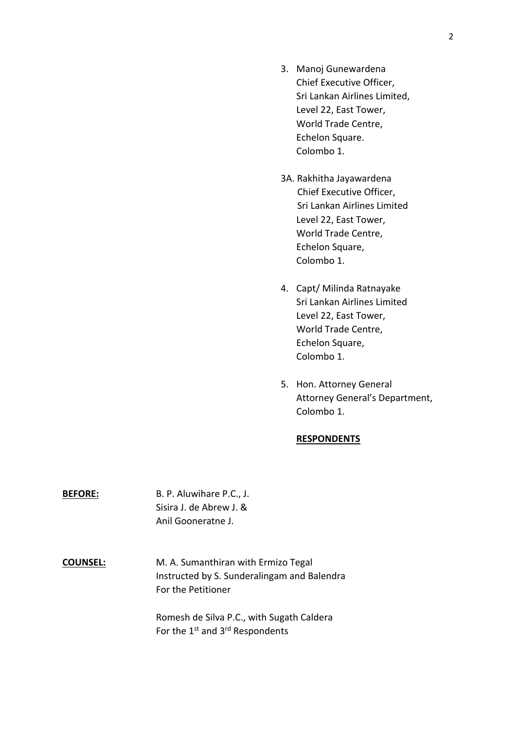3. Manoj Gunewardena
   Chief Executive Officer,
   Sri Lankan Airlines Limited,
   Level 22, East Tower,
   World Trade Centre,
   Echelon Square.
   Colombo 1.

3A. Rakhitha Jayawardena
   Chief Executive Officer,
   Sri Lankan Airlines Limited
   Level 22, East Tower,
   World Trade Centre,
   Echelon Square,
   Colombo 1.

4. Capt/ Milinda Ratnayake
   Sri Lankan Airlines Limited
   Level 22, East Tower,
   World Trade Centre,
   Echelon Square,
   Colombo 1.

5. Hon. Attorney General
   Attorney General's Department,
   Colombo 1.

**RESPONDENTS**

**BEFORE:** B. P. Aluwihare P.C., J.
Sisira J. de Abrew J. &
Anil Gooneratne J.

**COUNSEL:** M. A. Sumanthiran with Ermizo Tegal
Instructed by S. Sunderalingam and Balendra
For the Petitioner

Romesh de Silva P.C., with Sugath Caldera
For the 1st and 3rd Respondents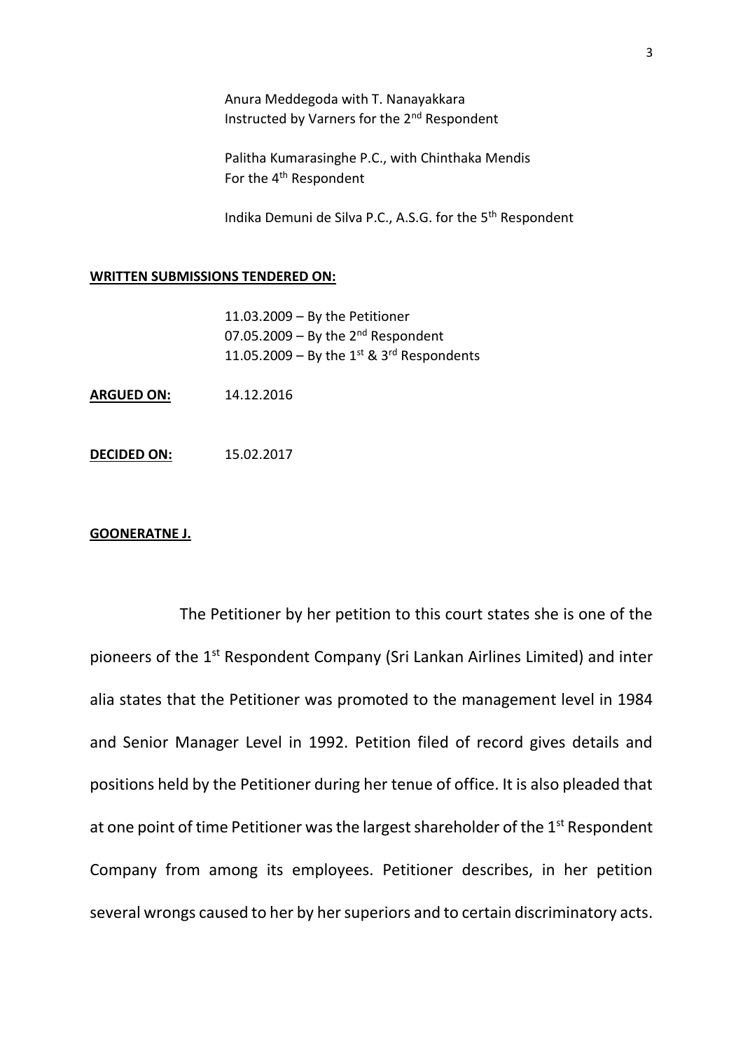Anura Meddegoda with T. Nanayakkara
Instructed by Varners for the 2nd Respondent

Palitha Kumarasinghe P.C., with Chinthaka Mendis
For the 4th Respondent

Indika Demuni de Silva P.C., A.S.G. for the 5th Respondent

**WRITTEN SUBMISSIONS TENDERED ON:**

11.03.2009 – By the Petitioner
07.05.2009 – By the 2nd Respondent
11.05.2009 – By the 1st & 3rd Respondents

**ARGUED ON:** 14.12.2016

**DECIDED ON:** 15.02.2017

**GOONERATNE J.**

The Petitioner by her petition to this court states she is one of the pioneers of the 1st Respondent Company (Sri Lankan Airlines Limited) and inter alia states that the Petitioner was promoted to the management level in 1984 and Senior Manager Level in 1992. Petition filed of record gives details and positions held by the Petitioner during her tenue of office. It is also pleaded that at one point of time Petitioner was the largest shareholder of the 1st Respondent Company from among its employees. Petitioner describes, in her petition several wrongs caused to her by her superiors and to certain discriminatory acts.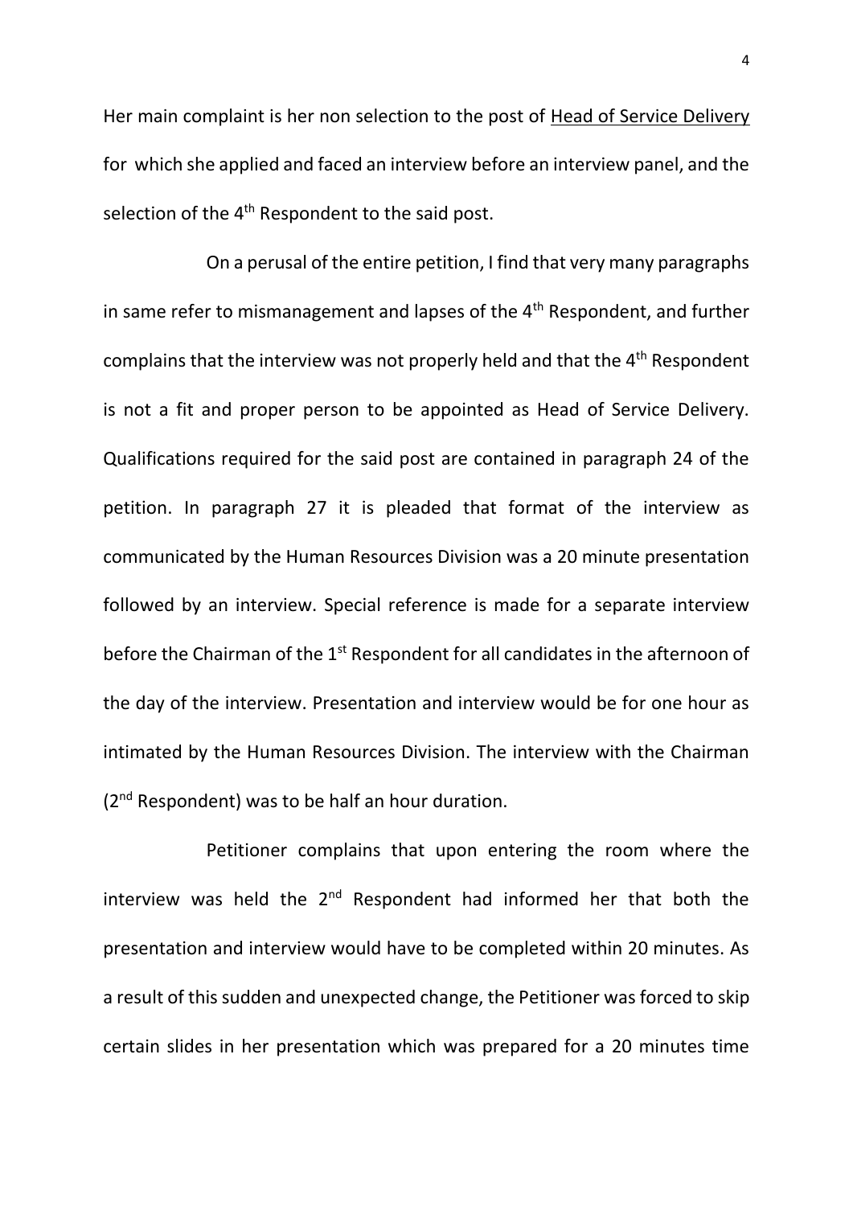Her main complaint is her non selection to the post of Head of Service Delivery for which she applied and faced an interview before an interview panel, and the selection of the 4th Respondent to the said post.

On a perusal of the entire petition, I find that very many paragraphs in same refer to mismanagement and lapses of the 4th Respondent, and further complains that the interview was not properly held and that the 4th Respondent is not a fit and proper person to be appointed as Head of Service Delivery. Qualifications required for the said post are contained in paragraph 24 of the petition. In paragraph 27 it is pleaded that format of the interview as communicated by the Human Resources Division was a 20 minute presentation followed by an interview. Special reference is made for a separate interview before the Chairman of the 1st Respondent for all candidates in the afternoon of the day of the interview. Presentation and interview would be for one hour as intimated by the Human Resources Division. The interview with the Chairman (2nd Respondent) was to be half an hour duration.

Petitioner complains that upon entering the room where the interview was held the 2nd Respondent had informed her that both the presentation and interview would have to be completed within 20 minutes. As a result of this sudden and unexpected change, the Petitioner was forced to skip certain slides in her presentation which was prepared for a 20 minutes time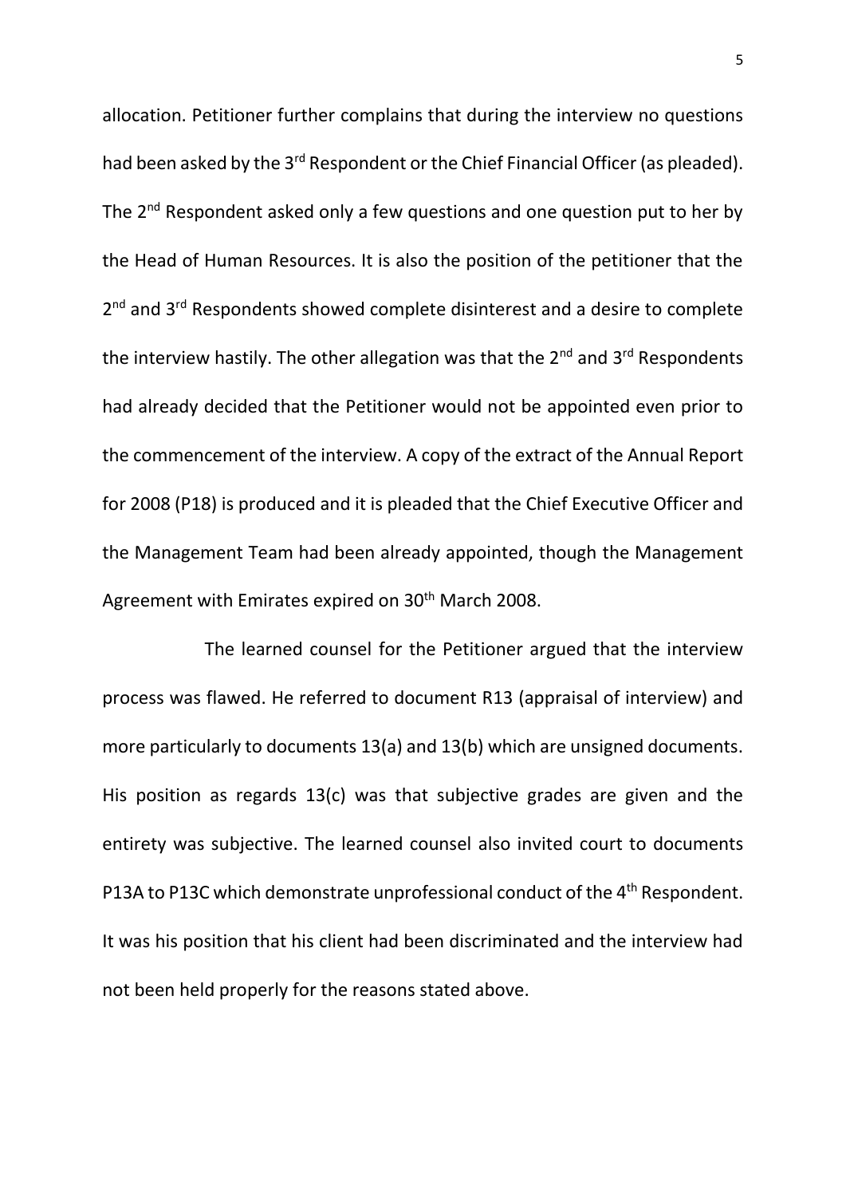allocation. Petitioner further complains that during the interview no questions had been asked by the 3rd Respondent or the Chief Financial Officer (as pleaded). The 2nd Respondent asked only a few questions and one question put to her by the Head of Human Resources. It is also the position of the petitioner that the 2nd and 3rd Respondents showed complete disinterest and a desire to complete the interview hastily. The other allegation was that the 2nd and 3rd Respondents had already decided that the Petitioner would not be appointed even prior to the commencement of the interview. A copy of the extract of the Annual Report for 2008 (P18) is produced and it is pleaded that the Chief Executive Officer and the Management Team had been already appointed, though the Management Agreement with Emirates expired on 30th March 2008.

The learned counsel for the Petitioner argued that the interview process was flawed. He referred to document R13 (appraisal of interview) and more particularly to documents 13(a) and 13(b) which are unsigned documents. His position as regards 13(c) was that subjective grades are given and the entirety was subjective. The learned counsel also invited court to documents P13A to P13C which demonstrate unprofessional conduct of the 4th Respondent. It was his position that his client had been discriminated and the interview had not been held properly for the reasons stated above.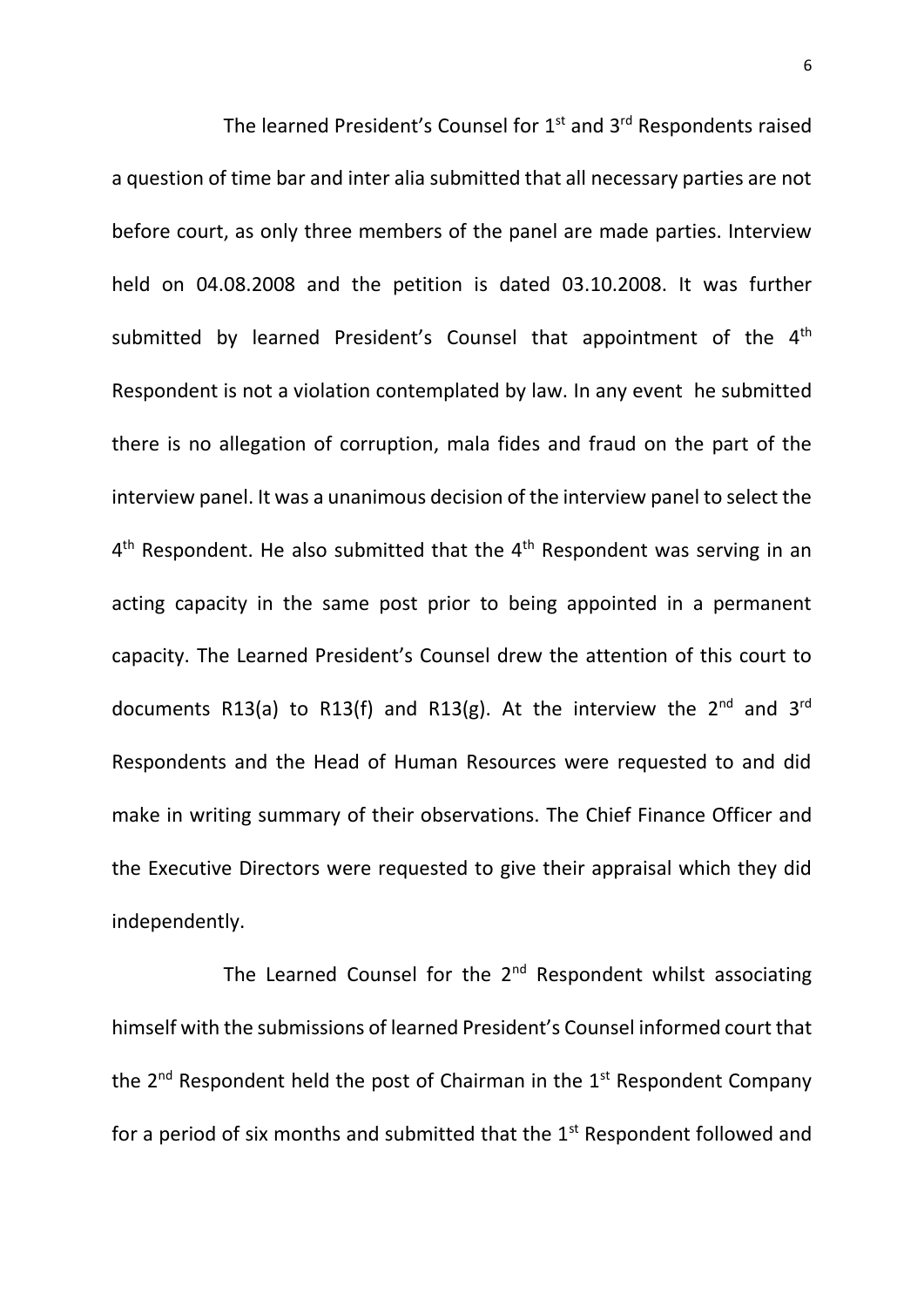The learned President's Counsel for 1st and 3rd Respondents raised a question of time bar and inter alia submitted that all necessary parties are not before court, as only three members of the panel are made parties. Interview held on 04.08.2008 and the petition is dated 03.10.2008. It was further submitted by learned President's Counsel that appointment of the 4th Respondent is not a violation contemplated by law. In any event he submitted there is no allegation of corruption, mala fides and fraud on the part of the interview panel. It was a unanimous decision of the interview panel to select the 4th Respondent. He also submitted that the 4th Respondent was serving in an acting capacity in the same post prior to being appointed in a permanent capacity. The Learned President's Counsel drew the attention of this court to documents R13(a) to R13(f) and R13(g). At the interview the 2nd and 3rd Respondents and the Head of Human Resources were requested to and did make in writing summary of their observations. The Chief Finance Officer and the Executive Directors were requested to give their appraisal which they did independently.

The Learned Counsel for the 2nd Respondent whilst associating himself with the submissions of learned President's Counsel informed court that the 2nd Respondent held the post of Chairman in the 1st Respondent Company for a period of six months and submitted that the 1st Respondent followed and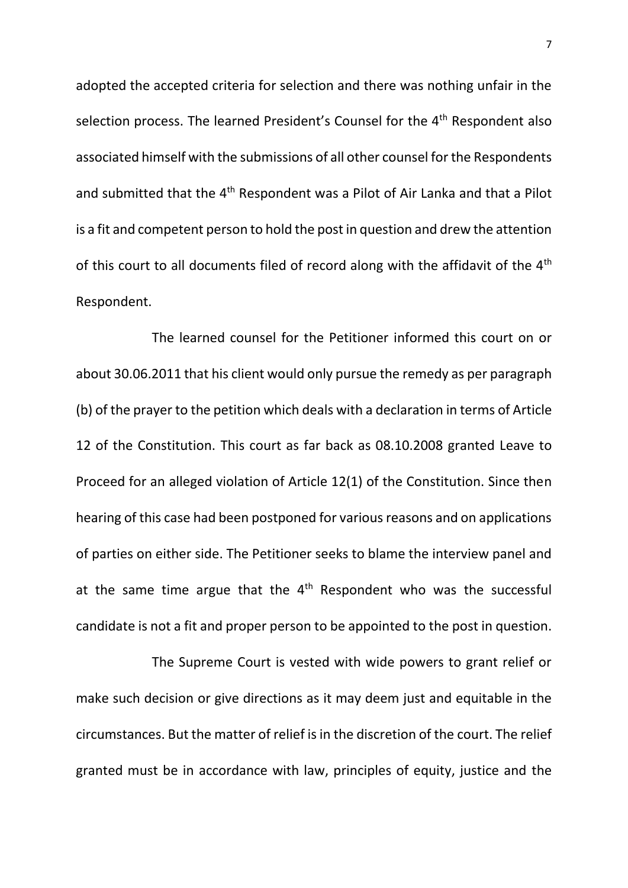adopted the accepted criteria for selection and there was nothing unfair in the selection process. The learned President's Counsel for the 4th Respondent also associated himself with the submissions of all other counsel for the Respondents and submitted that the 4th Respondent was a Pilot of Air Lanka and that a Pilot is a fit and competent person to hold the post in question and drew the attention of this court to all documents filed of record along with the affidavit of the 4th Respondent.

The learned counsel for the Petitioner informed this court on or about 30.06.2011 that his client would only pursue the remedy as per paragraph (b) of the prayer to the petition which deals with a declaration in terms of Article 12 of the Constitution. This court as far back as 08.10.2008 granted Leave to Proceed for an alleged violation of Article 12(1) of the Constitution. Since then hearing of this case had been postponed for various reasons and on applications of parties on either side. The Petitioner seeks to blame the interview panel and at the same time argue that the 4th Respondent who was the successful candidate is not a fit and proper person to be appointed to the post in question.

The Supreme Court is vested with wide powers to grant relief or make such decision or give directions as it may deem just and equitable in the circumstances. But the matter of relief is in the discretion of the court. The relief granted must be in accordance with law, principles of equity, justice and the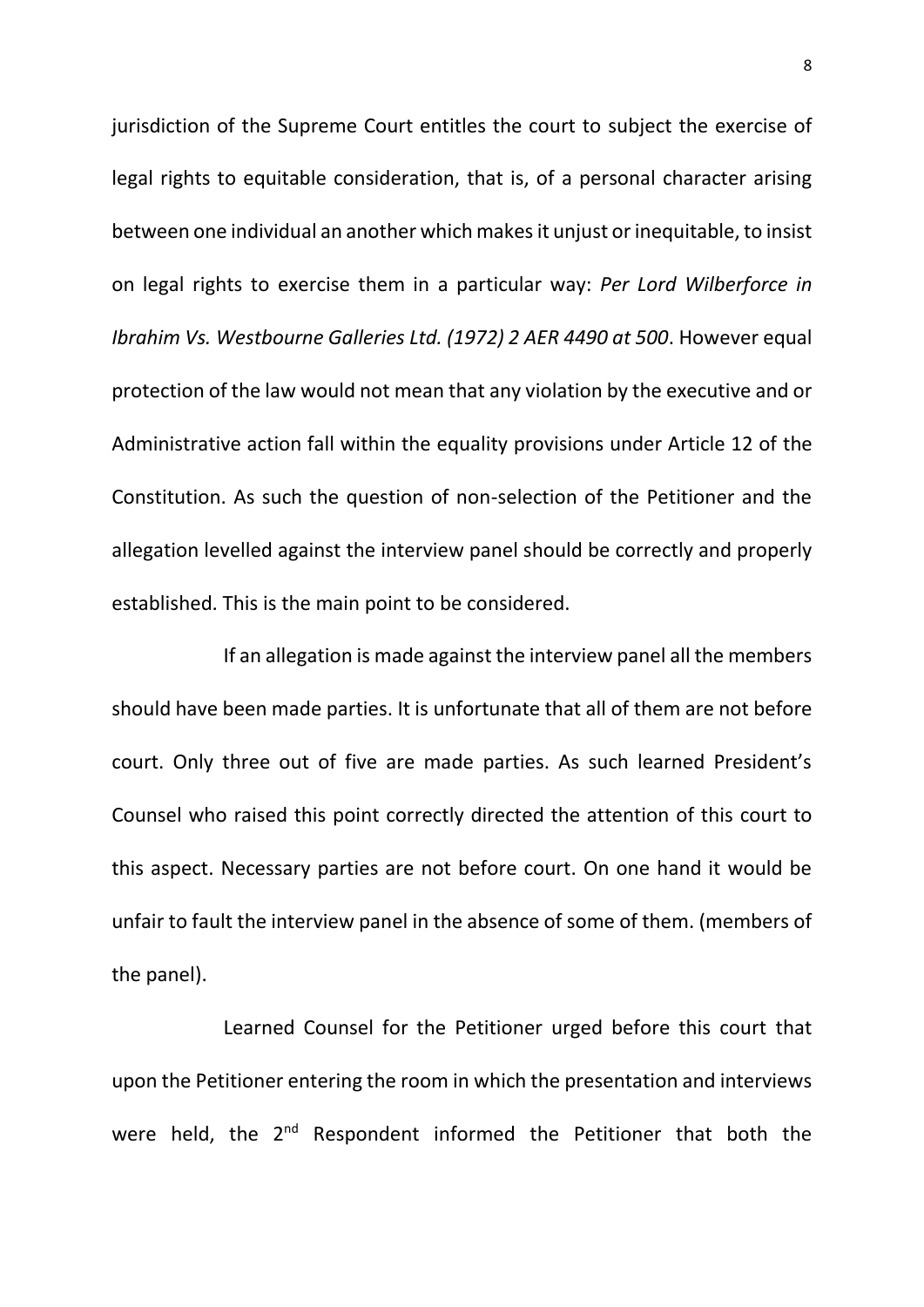jurisdiction of the Supreme Court entitles the court to subject the exercise of legal rights to equitable consideration, that is, of a personal character arising between one individual an another which makes it unjust or inequitable, to insist on legal rights to exercise them in a particular way: *Per Lord Wilberforce in Ibrahim Vs. Westbourne Galleries Ltd. (1972) 2 AER 4490 at 500*. However equal protection of the law would not mean that any violation by the executive and or Administrative action fall within the equality provisions under Article 12 of the Constitution. As such the question of non-selection of the Petitioner and the allegation levelled against the interview panel should be correctly and properly established. This is the main point to be considered.

If an allegation is made against the interview panel all the members should have been made parties. It is unfortunate that all of them are not before court. Only three out of five are made parties. As such learned President's Counsel who raised this point correctly directed the attention of this court to this aspect. Necessary parties are not before court. On one hand it would be unfair to fault the interview panel in the absence of some of them. (members of the panel).

Learned Counsel for the Petitioner urged before this court that upon the Petitioner entering the room in which the presentation and interviews were held, the 2nd Respondent informed the Petitioner that both the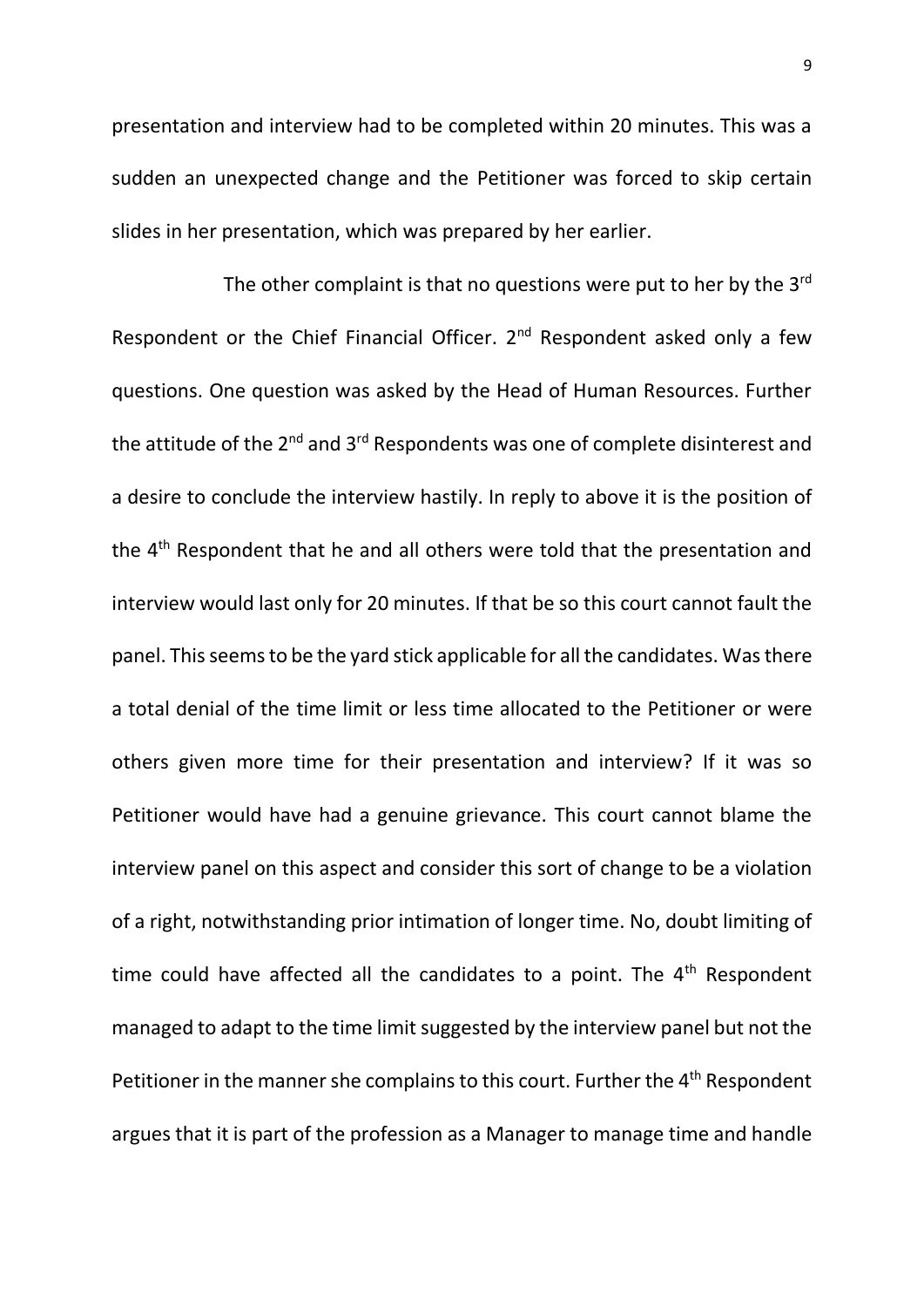presentation and interview had to be completed within 20 minutes. This was a sudden an unexpected change and the Petitioner was forced to skip certain slides in her presentation, which was prepared by her earlier.

The other complaint is that no questions were put to her by the 3rd Respondent or the Chief Financial Officer. 2nd Respondent asked only a few questions. One question was asked by the Head of Human Resources. Further the attitude of the 2nd and 3rd Respondents was one of complete disinterest and a desire to conclude the interview hastily. In reply to above it is the position of the 4th Respondent that he and all others were told that the presentation and interview would last only for 20 minutes. If that be so this court cannot fault the panel. This seems to be the yard stick applicable for all the candidates. Was there a total denial of the time limit or less time allocated to the Petitioner or were others given more time for their presentation and interview? If it was so Petitioner would have had a genuine grievance. This court cannot blame the interview panel on this aspect and consider this sort of change to be a violation of a right, notwithstanding prior intimation of longer time. No, doubt limiting of time could have affected all the candidates to a point. The 4th Respondent managed to adapt to the time limit suggested by the interview panel but not the Petitioner in the manner she complains to this court. Further the 4th Respondent argues that it is part of the profession as a Manager to manage time and handle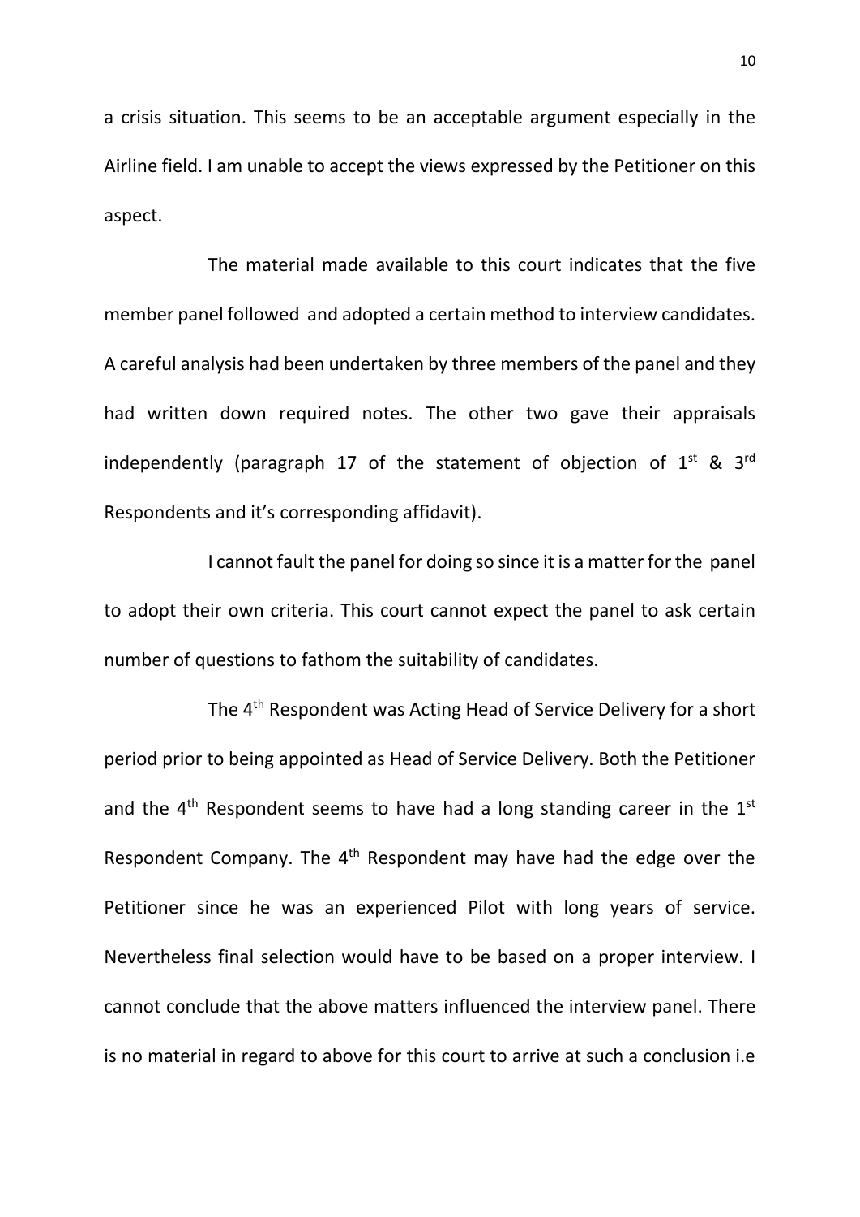a crisis situation. This seems to be an acceptable argument especially in the Airline field. I am unable to accept the views expressed by the Petitioner on this aspect.

The material made available to this court indicates that the five member panel followed and adopted a certain method to interview candidates. A careful analysis had been undertaken by three members of the panel and they had written down required notes. The other two gave their appraisals independently (paragraph 17 of the statement of objection of 1st & 3rd Respondents and it's corresponding affidavit).

I cannot fault the panel for doing so since it is a matter for the panel to adopt their own criteria. This court cannot expect the panel to ask certain number of questions to fathom the suitability of candidates.

The 4th Respondent was Acting Head of Service Delivery for a short period prior to being appointed as Head of Service Delivery. Both the Petitioner and the 4th Respondent seems to have had a long standing career in the 1st Respondent Company. The 4th Respondent may have had the edge over the Petitioner since he was an experienced Pilot with long years of service. Nevertheless final selection would have to be based on a proper interview. I cannot conclude that the above matters influenced the interview panel. There is no material in regard to above for this court to arrive at such a conclusion i.e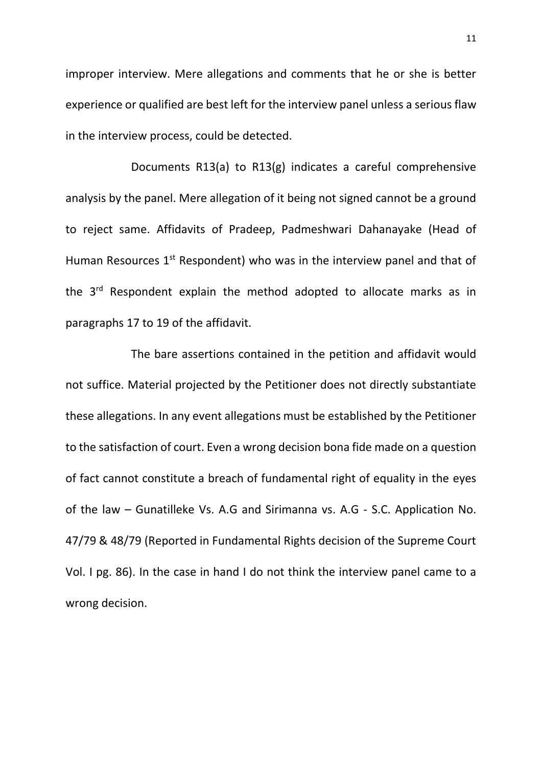improper interview. Mere allegations and comments that he or she is better experience or qualified are best left for the interview panel unless a serious flaw in the interview process, could be detected.

Documents R13(a) to R13(g) indicates a careful comprehensive analysis by the panel. Mere allegation of it being not signed cannot be a ground to reject same. Affidavits of Pradeep, Padmeshwari Dahanayake (Head of Human Resources 1st Respondent) who was in the interview panel and that of the 3rd Respondent explain the method adopted to allocate marks as in paragraphs 17 to 19 of the affidavit.

The bare assertions contained in the petition and affidavit would not suffice. Material projected by the Petitioner does not directly substantiate these allegations. In any event allegations must be established by the Petitioner to the satisfaction of court. Even a wrong decision bona fide made on a question of fact cannot constitute a breach of fundamental right of equality in the eyes of the law – Gunatilleke Vs. A.G and Sirimanna vs. A.G - S.C. Application No. 47/79 & 48/79 (Reported in Fundamental Rights decision of the Supreme Court Vol. I pg. 86). In the case in hand I do not think the interview panel came to a wrong decision.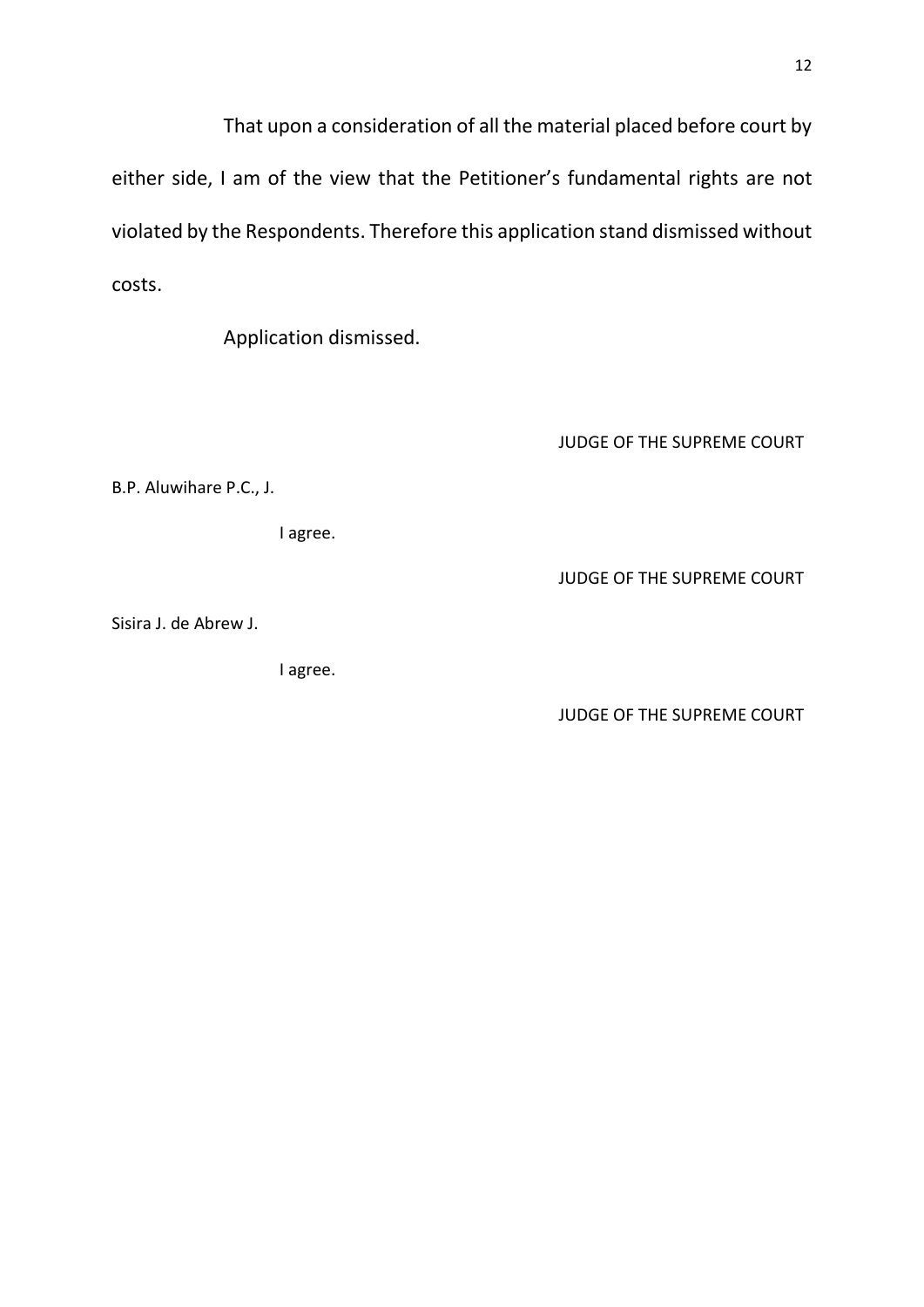That upon a consideration of all the material placed before court by either side, I am of the view that the Petitioner's fundamental rights are not violated by the Respondents. Therefore this application stand dismissed without costs.

Application dismissed.

JUDGE OF THE SUPREME COURT

B.P. Aluwihare P.C., J.

I agree.

JUDGE OF THE SUPREME COURT

Sisira J. de Abrew J.

I agree.

JUDGE OF THE SUPREME COURT